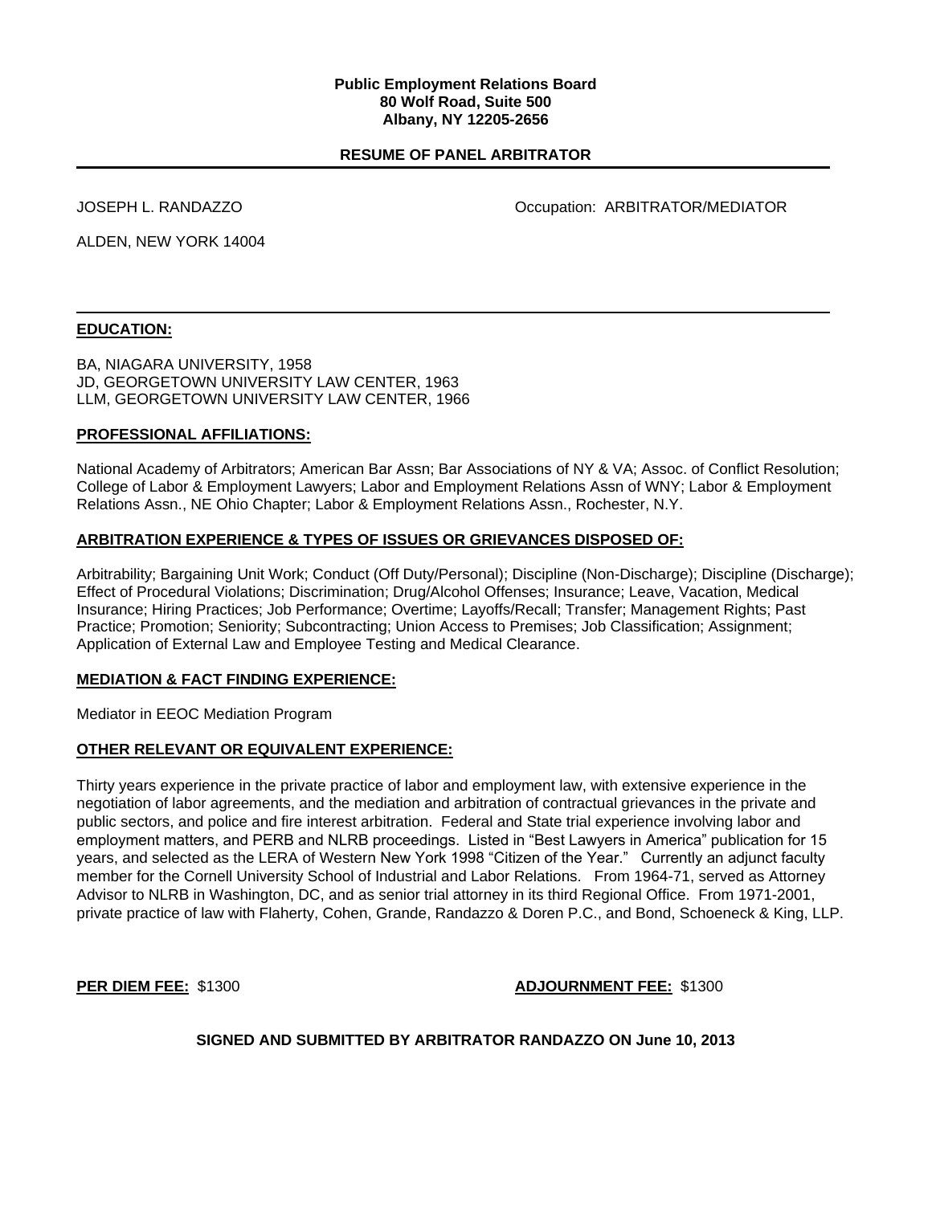**Public Employment Relations Board**
**80 Wolf Road, Suite 500**
**Albany, NY 12205-2656**

## RESUME OF PANEL ARBITRATOR

JOSEPH L. RANDAZZO

Occupation: ARBITRATOR/MEDIATOR

ALDEN, NEW YORK 14004

---

### EDUCATION:

BA, NIAGARA UNIVERSITY, 1958
JD, GEORGETOWN UNIVERSITY LAW CENTER, 1963
LLM, GEORGETOWN UNIVERSITY LAW CENTER, 1966

### PROFESSIONAL AFFILIATIONS:

National Academy of Arbitrators; American Bar Assn; Bar Associations of NY & VA; Assoc. of Conflict Resolution; College of Labor & Employment Lawyers; Labor and Employment Relations Assn of WNY; Labor & Employment Relations Assn., NE Ohio Chapter; Labor & Employment Relations Assn., Rochester, N.Y.

### ARBITRATION EXPERIENCE & TYPES OF ISSUES OR GRIEVANCES DISPOSED OF:

Arbitrability; Bargaining Unit Work; Conduct (Off Duty/Personal); Discipline (Non-Discharge); Discipline (Discharge); Effect of Procedural Violations; Discrimination; Drug/Alcohol Offenses; Insurance; Leave, Vacation, Medical Insurance; Hiring Practices; Job Performance; Overtime; Layoffs/Recall; Transfer; Management Rights; Past Practice; Promotion; Seniority; Subcontracting; Union Access to Premises; Job Classification; Assignment; Application of External Law and Employee Testing and Medical Clearance.

### MEDIATION & FACT FINDING EXPERIENCE:

Mediator in EEOC Mediation Program

### OTHER RELEVANT OR EQUIVALENT EXPERIENCE:

Thirty years experience in the private practice of labor and employment law, with extensive experience in the negotiation of labor agreements, and the mediation and arbitration of contractual grievances in the private and public sectors, and police and fire interest arbitration. Federal and State trial experience involving labor and employment matters, and PERB and NLRB proceedings. Listed in "Best Lawyers in America" publication for 15 years, and selected as the LERA of Western New York 1998 "Citizen of the Year." Currently an adjunct faculty member for the Cornell University School of Industrial and Labor Relations. From 1964-71, served as Attorney Advisor to NLRB in Washington, DC, and as senior trial attorney in its third Regional Office. From 1971-2001, private practice of law with Flaherty, Cohen, Grande, Randazzo & Doren P.C., and Bond, Schoeneck & King, LLP.

**PER DIEM FEE:** $1300

**ADJOURNMENT FEE:** $1300

**SIGNED AND SUBMITTED BY ARBITRATOR RANDAZZO ON June 10, 2013**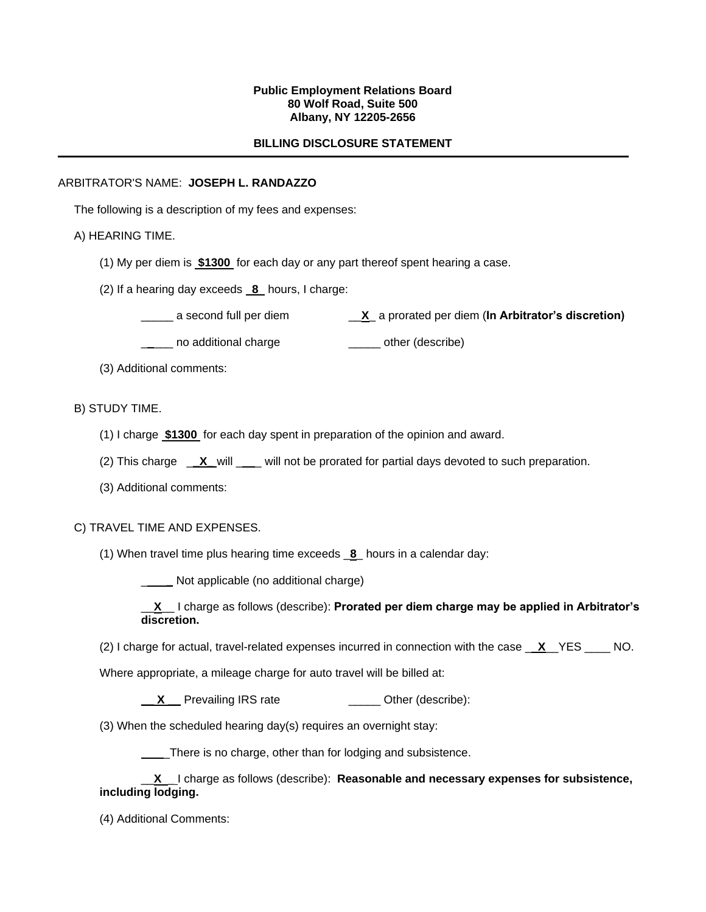**Public Employment Relations Board**
**80 Wolf Road, Suite 500**
**Albany, NY 12205-2656**

**BILLING DISCLOSURE STATEMENT**

---

ARBITRATOR'S NAME: **JOSEPH L. RANDAZZO**

The following is a description of my fees and expenses:

A) HEARING TIME.

(1) My per diem is **$1300** for each day or any part thereof spent hearing a case.

(2) If a hearing day exceeds **8** hours, I charge:

_____ a second full per diem    __**X**_ a prorated per diem (**In Arbitrator's discretion)**

_____ no additional charge    _____ other (describe)

(3) Additional comments:

B) STUDY TIME.

(1) I charge **$1300** for each day spent in preparation of the opinion and award.

(2) This charge __**X**__ will ____ will not be prorated for partial days devoted to such preparation.

(3) Additional comments:

C) TRAVEL TIME AND EXPENSES.

(1) When travel time plus hearing time exceeds _**8**_ hours in a calendar day:

_____ Not applicable (no additional charge)

__**X**__ I charge as follows (describe): **Prorated per diem charge may be applied in Arbitrator's discretion.**

(2) I charge for actual, travel-related expenses incurred in connection with the case __**X**__ YES ____ NO.

Where appropriate, a mileage charge for auto travel will be billed at:

__**X**__ Prevailing IRS rate    _____ Other (describe):

(3) When the scheduled hearing day(s) requires an overnight stay:

____ There is no charge, other than for lodging and subsistence.

__**X**__ I charge as follows (describe): **Reasonable and necessary expenses for subsistence, including lodging.**

(4) Additional Comments: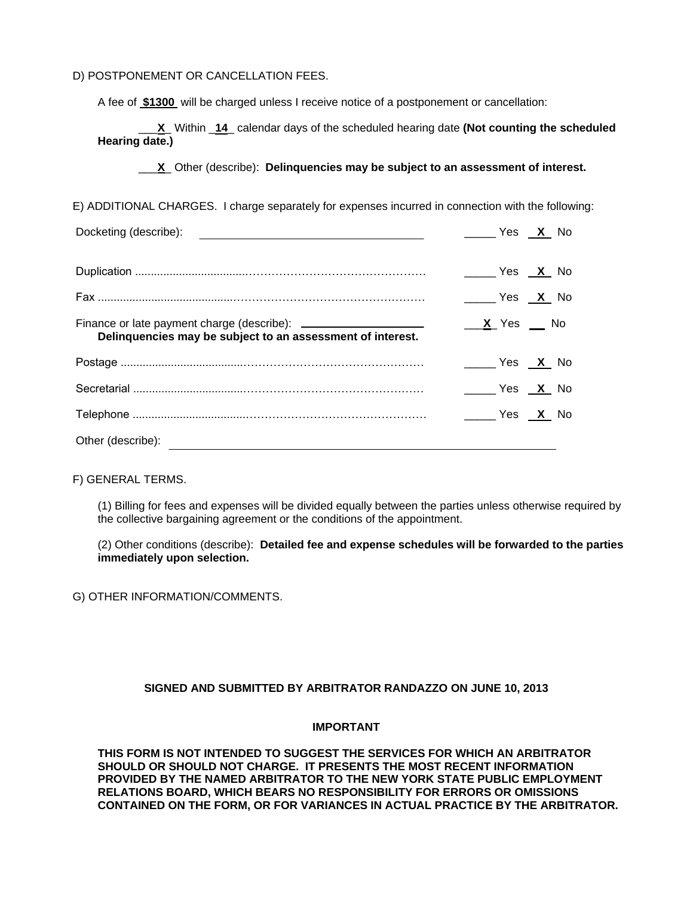D) POSTPONEMENT OR CANCELLATION FEES.

A fee of **$1300** will be charged unless I receive notice of a postponement or cancellation:

___X_ Within _14_ calendar days of the scheduled hearing date **(Not counting the scheduled Hearing date.)**

___X_ Other (describe): **Delinquencies may be subject to an assessment of interest.**

E) ADDITIONAL CHARGES. I charge separately for expenses incurred in connection with the following:

| | |
|---|---|
| Docketing (describe): ______________________ | _____ Yes __X_ No |
| Duplication ........................................................ | _____ Yes __X_ No |
| Fax ........................................................ | _____ Yes __X_ No |
| Finance or late payment charge (describe): ______________ **Delinquencies may be subject to an assessment of interest.** | ___X_ Yes ___ No |
| Postage ........................................................ | _____ Yes __X_ No |
| Secretarial ........................................................ | _____ Yes __X_ No |
| Telephone ........................................................ | _____ Yes __X_ No |
| Other (describe): ______________________ | |

F) GENERAL TERMS.

(1) Billing for fees and expenses will be divided equally between the parties unless otherwise required by the collective bargaining agreement or the conditions of the appointment.

(2) Other conditions (describe): **Detailed fee and expense schedules will be forwarded to the parties immediately upon selection.**

G) OTHER INFORMATION/COMMENTS.

**SIGNED AND SUBMITTED BY ARBITRATOR RANDAZZO ON JUNE 10, 2013**

**IMPORTANT**

**THIS FORM IS NOT INTENDED TO SUGGEST THE SERVICES FOR WHICH AN ARBITRATOR SHOULD OR SHOULD NOT CHARGE. IT PRESENTS THE MOST RECENT INFORMATION PROVIDED BY THE NAMED ARBITRATOR TO THE NEW YORK STATE PUBLIC EMPLOYMENT RELATIONS BOARD, WHICH BEARS NO RESPONSIBILITY FOR ERRORS OR OMISSIONS CONTAINED ON THE FORM, OR FOR VARIANCES IN ACTUAL PRACTICE BY THE ARBITRATOR.**